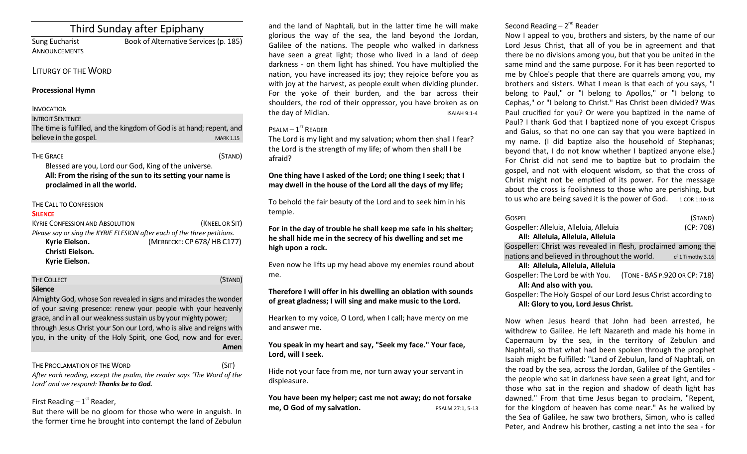# Third Sunday after Epiphany

Sung Eucharist — Book of Alternative Services (p. 185)

ANNOUNCEMENTS

## LITURGY OF THE WORD

**Processional Hymn**

INVOCATION

INTROIT SENTENCE

The time is fulfilled, and the kingdom of God is at hand; repent, and believe in the gospel. MARK 1.15

THE GRACE (STAND)

Blessed are you, Lord our God, King of the universe.

**All: From the rising of the sun to its setting your name is proclaimed in all the world.**

THE CALL TO CONFESSION

**SILENCE**

KYRIE CONFESSION AND ABSOLUTION (KNEEL OR SIT)

*Please say or sing the KYRIE ELESION after each of the three petitions.*

**Kyrie Eielson.** (MERBECKE: CP 678/ HB C177)
**Christi Eielson.**
**Kyrie Eielson.**

THE COLLECT (STAND)

**Silence**

Almighty God, whose Son revealed in signs and miracles the wonder of your saving presence: renew your people with your heavenly grace, and in all our weakness sustain us by your mighty power; through Jesus Christ your Son our Lord, who is alive and reigns with you, in the unity of the Holy Spirit, one God, now and for ever. **Amen**

THE PROCLAMATION OF THE WORD (SIT)

*After each reading, except the psalm, the reader says 'The Word of the Lord' and we respond: **Thanks be to God.***

First Reading – 1st Reader,

But there will be no gloom for those who were in anguish. In the former time he brought into contempt the land of Zebulun and the land of Naphtali, but in the latter time he will make glorious the way of the sea, the land beyond the Jordan, Galilee of the nations. The people who walked in darkness have seen a great light; those who lived in a land of deep darkness - on them light has shined. You have multiplied the nation, you have increased its joy; they rejoice before you as with joy at the harvest, as people exult when dividing plunder. For the yoke of their burden, and the bar across their shoulders, the rod of their oppressor, you have broken as on the day of Midian. ISAIAH 9:1-4

PSALM – 1ST READER

The Lord is my light and my salvation; whom then shall I fear? the Lord is the strength of my life; of whom then shall I be afraid?

**One thing have I asked of the Lord; one thing I seek; that I may dwell in the house of the Lord all the days of my life;**

To behold the fair beauty of the Lord and to seek him in his temple.

**For in the day of trouble he shall keep me safe in his shelter; he shall hide me in the secrecy of his dwelling and set me high upon a rock.**

Even now he lifts up my head above my enemies round about me.

**Therefore I will offer in his dwelling an oblation with sounds of great gladness; I will sing and make music to the Lord.**

Hearken to my voice, O Lord, when I call; have mercy on me and answer me.

**You speak in my heart and say, "Seek my face." Your face, Lord, will I seek.**

Hide not your face from me, nor turn away your servant in displeasure.

**You have been my helper; cast me not away; do not forsake me, O God of my salvation.** PSALM 27:1, 5-13

Second Reading – 2nd Reader

Now I appeal to you, brothers and sisters, by the name of our Lord Jesus Christ, that all of you be in agreement and that there be no divisions among you, but that you be united in the same mind and the same purpose. For it has been reported to me by Chloe's people that there are quarrels among you, my brothers and sisters. What I mean is that each of you says, "I belong to Paul," or "I belong to Apollos," or "I belong to Cephas," or "I belong to Christ." Has Christ been divided? Was Paul crucified for you? Or were you baptized in the name of Paul? I thank God that I baptized none of you except Crispus and Gaius, so that no one can say that you were baptized in my name. (I did baptize also the household of Stephanas; beyond that, I do not know whether I baptized anyone else.) For Christ did not send me to baptize but to proclaim the gospel, and not with eloquent wisdom, so that the cross of Christ might not be emptied of its power. For the message about the cross is foolishness to those who are perishing, but to us who are being saved it is the power of God. 1 COR 1:10-18

GOSPEL (STAND)

Gospeller: Alleluia, Alleluia, Alleluia (CP: 708)

**All: Alleluia, Alleluia, Alleluia**

Gospeller: Christ was revealed in flesh, proclaimed among the nations and believed in throughout the world. cf 1 Timothy 3.16

**All: Alleluia, Alleluia, Alleluia**

Gospeller: The Lord be with You. (TONE - BAS P.920 OR CP: 718)

**All: And also with you.**

Gospeller: The Holy Gospel of our Lord Jesus Christ according to

**All: Glory to you, Lord Jesus Christ.**

Now when Jesus heard that John had been arrested, he withdrew to Galilee. He left Nazareth and made his home in Capernaum by the sea, in the territory of Zebulun and Naphtali, so that what had been spoken through the prophet Isaiah might be fulfilled: "Land of Zebulun, land of Naphtali, on the road by the sea, across the Jordan, Galilee of the Gentiles - the people who sat in darkness have seen a great light, and for those who sat in the region and shadow of death light has dawned." From that time Jesus began to proclaim, "Repent, for the kingdom of heaven has come near." As he walked by the Sea of Galilee, he saw two brothers, Simon, who is called Peter, and Andrew his brother, casting a net into the sea - for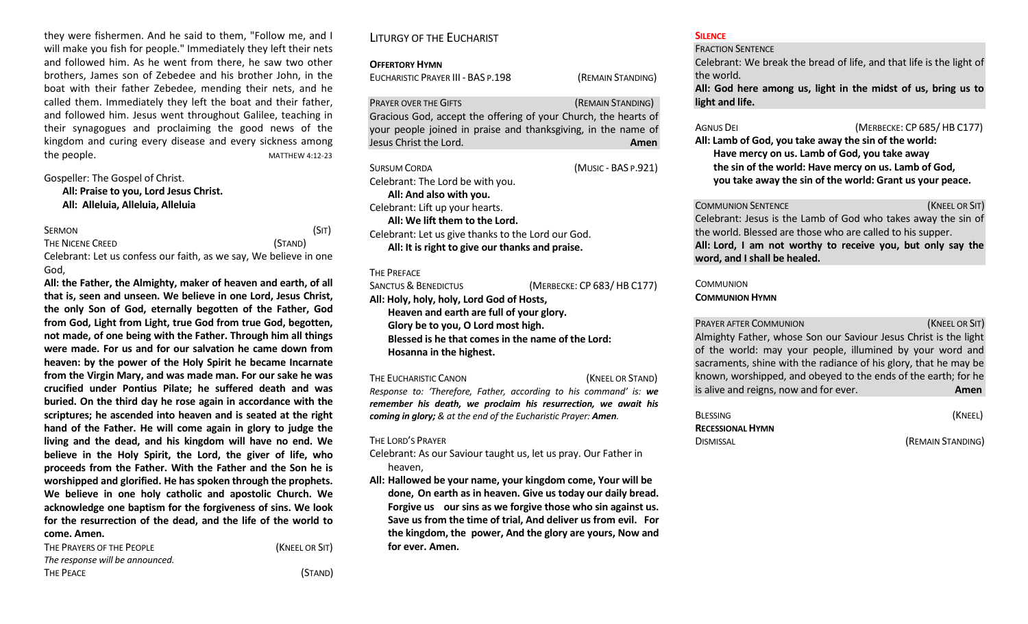they were fishermen. And he said to them, "Follow me, and I will make you fish for people." Immediately they left their nets and followed him. As he went from there, he saw two other brothers, James son of Zebedee and his brother John, in the boat with their father Zebedee, mending their nets, and he called them. Immediately they left the boat and their father, and followed him. Jesus went throughout Galilee, teaching in their synagogues and proclaiming the good news of the kingdom and curing every disease and every sickness among the people. MATTHEW 4:12-23

Gospeller: The Gospel of Christ.

**All: Praise to you, Lord Jesus Christ.**
**All: Alleluia, Alleluia, Alleluia**

SERMON (SIT)

THE NICENE CREED (STAND)

Celebrant: Let us confess our faith, as we say, We believe in one God,

**All: the Father, the Almighty, maker of heaven and earth, of all that is, seen and unseen. We believe in one Lord, Jesus Christ, the only Son of God, eternally begotten of the Father, God from God, Light from Light, true God from true God, begotten, not made, of one being with the Father. Through him all things were made. For us and for our salvation he came down from heaven: by the power of the Holy Spirit he became Incarnate from the Virgin Mary, and was made man. For our sake he was crucified under Pontius Pilate; he suffered death and was buried. On the third day he rose again in accordance with the scriptures; he ascended into heaven and is seated at the right hand of the Father. He will come again in glory to judge the living and the dead, and his kingdom will have no end. We believe in the Holy Spirit, the Lord, the giver of life, who proceeds from the Father. With the Father and the Son he is worshipped and glorified. He has spoken through the prophets. We believe in one holy catholic and apostolic Church. We acknowledge one baptism for the forgiveness of sins. We look for the resurrection of the dead, and the life of the world to come. Amen.**

THE PRAYERS OF THE PEOPLE (KNEEL OR SIT)

*The response will be announced.*

THE PEACE (STAND)

## LITURGY OF THE EUCHARIST

**OFFERTORY HYMN**

EUCHARISTIC PRAYER III - BAS P.198 (REMAIN STANDING)

PRAYER OVER THE GIFTS (REMAIN STANDING)

Gracious God, accept the offering of your Church, the hearts of your people joined in praise and thanksgiving, in the name of Jesus Christ the Lord. **Amen**

SURSUM CORDA (MUSIC - BAS P.921)

Celebrant: The Lord be with you.

**All: And also with you.**

Celebrant: Lift up your hearts.

**All: We lift them to the Lord.**

Celebrant: Let us give thanks to the Lord our God.

**All: It is right to give our thanks and praise.**

THE PREFACE

SANCTUS & BENEDICTUS (MERBECKE: CP 683/ HB C177)

**All: Holy, holy, holy, Lord God of Hosts,**
**Heaven and earth are full of your glory.**
**Glory be to you, O Lord most high.**
**Blessed is he that comes in the name of the Lord:**
**Hosanna in the highest.**

THE EUCHARISTIC CANON (KNEEL OR STAND)

*Response to: 'Therefore, Father, according to his command' is:* ***we remember his death, we proclaim his resurrection, we await his coming in glory;*** *& at the end of the Eucharistic Prayer:* ***Amen****.*

THE LORD'S PRAYER

Celebrant: As our Saviour taught us, let us pray. Our Father in heaven,

**All: Hallowed be your name, your kingdom come, Your will be done, On earth as in heaven. Give us today our daily bread. Forgive us our sins as we forgive those who sin against us. Save us from the time of trial, And deliver us from evil. For the kingdom, the power, And the glory are yours, Now and for ever. Amen.**

**SILENCE**

FRACTION SENTENCE

Celebrant: We break the bread of life, and that life is the light of the world.

**All: God here among us, light in the midst of us, bring us to light and life.**

AGNUS DEI (MERBECKE: CP 685/ HB C177)

**All: Lamb of God, you take away the sin of the world:**
**Have mercy on us. Lamb of God, you take away**
**the sin of the world: Have mercy on us. Lamb of God,**
**you take away the sin of the world: Grant us your peace.**

COMMUNION SENTENCE (KNEEL OR SIT)

Celebrant: Jesus is the Lamb of God who takes away the sin of the world. Blessed are those who are called to his supper.

**All: Lord, I am not worthy to receive you, but only say the word, and I shall be healed.**

COMMUNION

**COMMUNION HYMN**

PRAYER AFTER COMMUNION (KNEEL OR SIT)

Almighty Father, whose Son our Saviour Jesus Christ is the light of the world: may your people, illumined by your word and sacraments, shine with the radiance of his glory, that he may be known, worshipped, and obeyed to the ends of the earth; for he is alive and reigns, now and for ever. **Amen**

BLESSING (KNEEL)

**RECESSIONAL HYMN**

DISMISSAL (REMAIN STANDING)